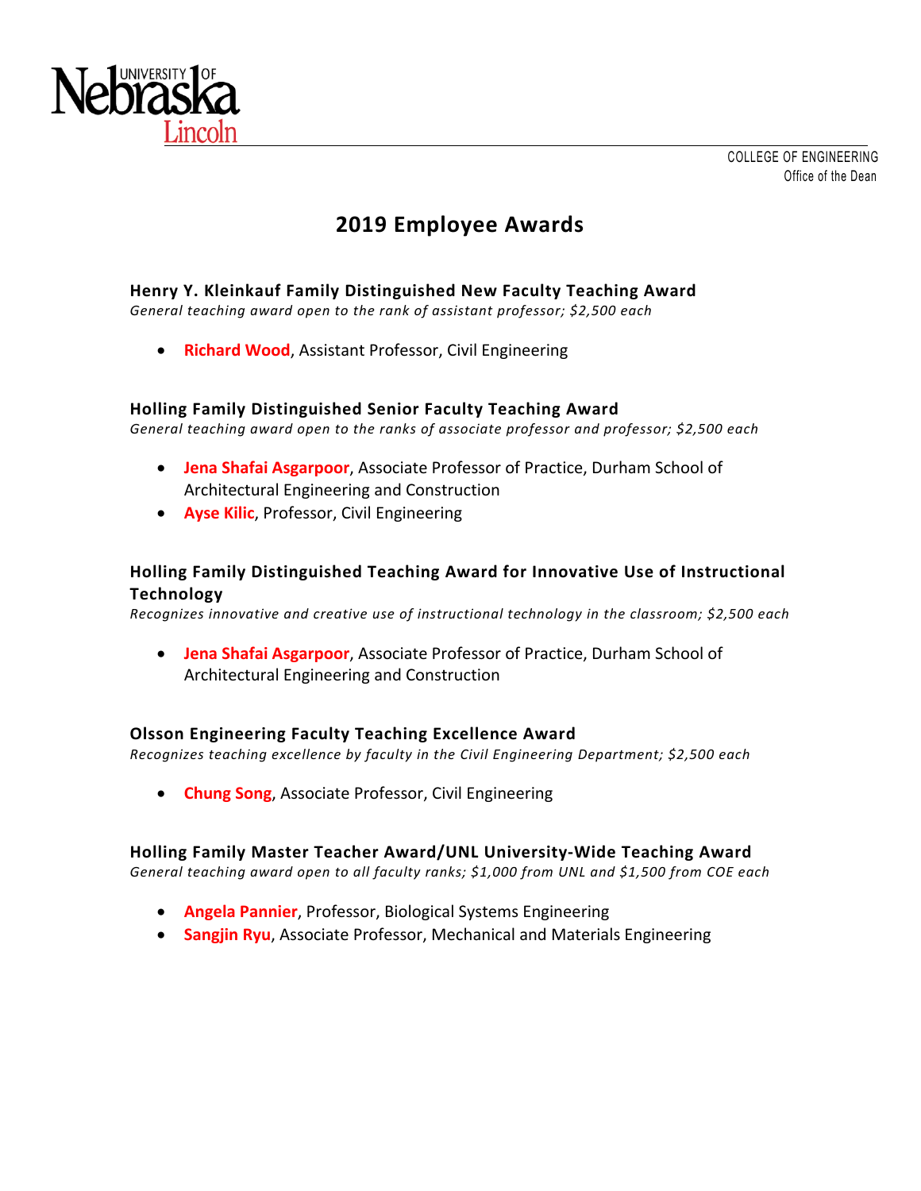COLLEGE OF ENGINEERING
Office of the Dean

# 2019 Employee Awards

### Henry Y. Kleinkauf Family Distinguished New Faculty Teaching Award

*General teaching award open to the rank of assistant professor; $2,500 each*

- **Richard Wood**, Assistant Professor, Civil Engineering

### Holling Family Distinguished Senior Faculty Teaching Award

*General teaching award open to the ranks of associate professor and professor; $2,500 each*

- **Jena Shafai Asgarpoor**, Associate Professor of Practice, Durham School of Architectural Engineering and Construction
- **Ayse Kilic**, Professor, Civil Engineering

### Holling Family Distinguished Teaching Award for Innovative Use of Instructional Technology

*Recognizes innovative and creative use of instructional technology in the classroom; $2,500 each*

- **Jena Shafai Asgarpoor**, Associate Professor of Practice, Durham School of Architectural Engineering and Construction

### Olsson Engineering Faculty Teaching Excellence Award

*Recognizes teaching excellence by faculty in the Civil Engineering Department; $2,500 each*

- **Chung Song**, Associate Professor, Civil Engineering

### Holling Family Master Teacher Award/UNL University-Wide Teaching Award

*General teaching award open to all faculty ranks; $1,000 from UNL and $1,500 from COE each*

- **Angela Pannier**, Professor, Biological Systems Engineering
- **Sangjin Ryu**, Associate Professor, Mechanical and Materials Engineering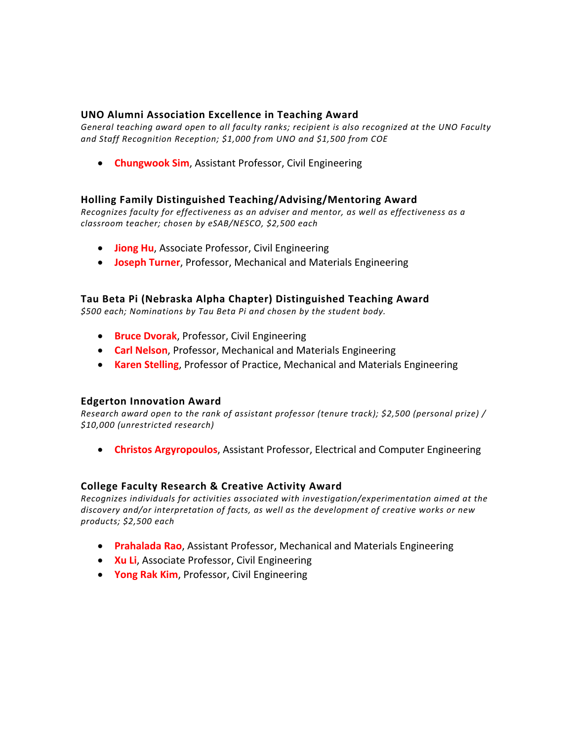### UNO Alumni Association Excellence in Teaching Award

*General teaching award open to all faculty ranks; recipient is also recognized at the UNO Faculty and Staff Recognition Reception; $1,000 from UNO and $1,500 from COE*

- **Chungwook Sim**, Assistant Professor, Civil Engineering

### Holling Family Distinguished Teaching/Advising/Mentoring Award

*Recognizes faculty for effectiveness as an adviser and mentor, as well as effectiveness as a classroom teacher; chosen by eSAB/NESCO, $2,500 each*

- **Jiong Hu**, Associate Professor, Civil Engineering
- **Joseph Turner**, Professor, Mechanical and Materials Engineering

### Tau Beta Pi (Nebraska Alpha Chapter) Distinguished Teaching Award

*$500 each; Nominations by Tau Beta Pi and chosen by the student body.*

- **Bruce Dvorak**, Professor, Civil Engineering
- **Carl Nelson**, Professor, Mechanical and Materials Engineering
- **Karen Stelling**, Professor of Practice, Mechanical and Materials Engineering

### Edgerton Innovation Award

*Research award open to the rank of assistant professor (tenure track); $2,500 (personal prize) / $10,000 (unrestricted research)*

- **Christos Argyropoulos**, Assistant Professor, Electrical and Computer Engineering

### College Faculty Research & Creative Activity Award

*Recognizes individuals for activities associated with investigation/experimentation aimed at the discovery and/or interpretation of facts, as well as the development of creative works or new products; $2,500 each*

- **Prahalada Rao**, Assistant Professor, Mechanical and Materials Engineering
- **Xu Li**, Associate Professor, Civil Engineering
- **Yong Rak Kim**, Professor, Civil Engineering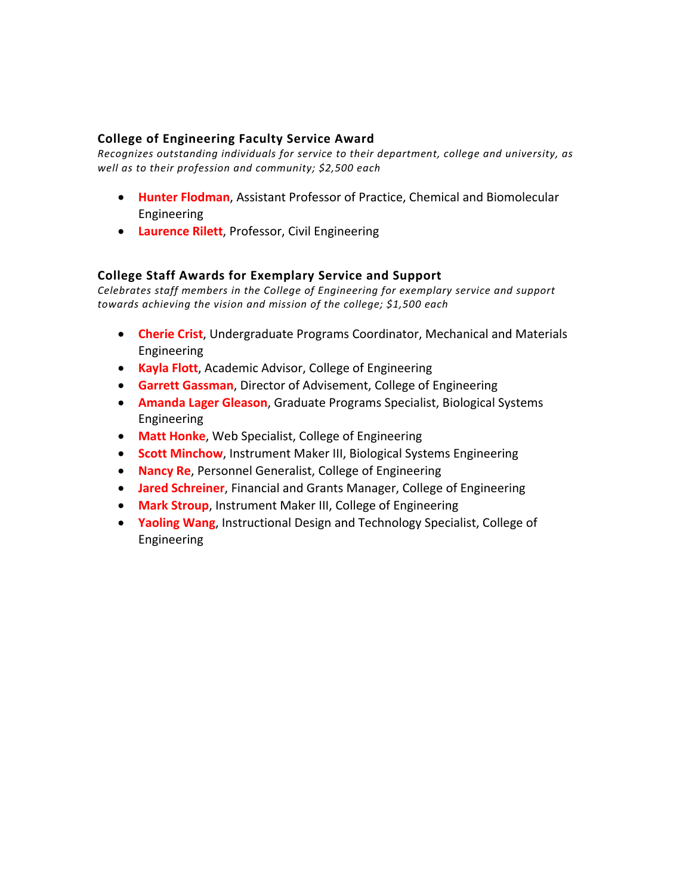### College of Engineering Faculty Service Award

*Recognizes outstanding individuals for service to their department, college and university, as well as to their profession and community; $2,500 each*

- **Hunter Flodman**, Assistant Professor of Practice, Chemical and Biomolecular Engineering
- **Laurence Rilett**, Professor, Civil Engineering

### College Staff Awards for Exemplary Service and Support

*Celebrates staff members in the College of Engineering for exemplary service and support towards achieving the vision and mission of the college; $1,500 each*

- **Cherie Crist**, Undergraduate Programs Coordinator, Mechanical and Materials Engineering
- **Kayla Flott**, Academic Advisor, College of Engineering
- **Garrett Gassman**, Director of Advisement, College of Engineering
- **Amanda Lager Gleason**, Graduate Programs Specialist, Biological Systems Engineering
- **Matt Honke**, Web Specialist, College of Engineering
- **Scott Minchow**, Instrument Maker III, Biological Systems Engineering
- **Nancy Re**, Personnel Generalist, College of Engineering
- **Jared Schreiner**, Financial and Grants Manager, College of Engineering
- **Mark Stroup**, Instrument Maker III, College of Engineering
- **Yaoling Wang**, Instructional Design and Technology Specialist, College of Engineering